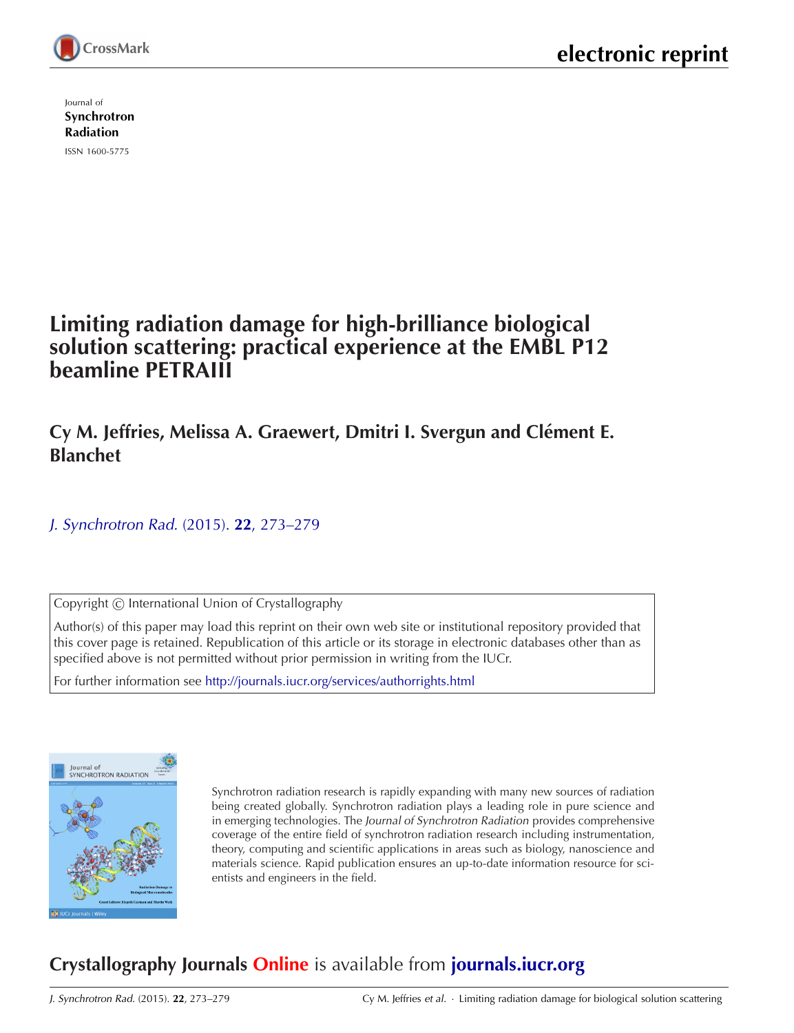electronic reprint

Journal of
**Synchrotron Radiation**

ISSN 1600-5775

# Limiting radiation damage for high-brilliance biological solution scattering: practical experience at the EMBL P12 beamline PETRAIII

**Cy M. Jeffries, Melissa A. Graewert, Dmitri I. Svergun and Clément E. Blanchet**

*J. Synchrotron Rad.* (2015). **22**, 273–279

Copyright © International Union of Crystallography

Author(s) of this paper may load this reprint on their own web site or institutional repository provided that this cover page is retained. Republication of this article or its storage in electronic databases other than as specified above is not permitted without prior permission in writing from the IUCr.

For further information see http://journals.iucr.org/services/authorrights.html

Synchrotron radiation research is rapidly expanding with many new sources of radiation being created globally. Synchrotron radiation plays a leading role in pure science and in emerging technologies. The *Journal of Synchrotron Radiation* provides comprehensive coverage of the entire field of synchrotron radiation research including instrumentation, theory, computing and scientific applications in areas such as biology, nanoscience and materials science. Rapid publication ensures an up-to-date information resource for scientists and engineers in the field.

## Crystallography Journals Online is available from journals.iucr.org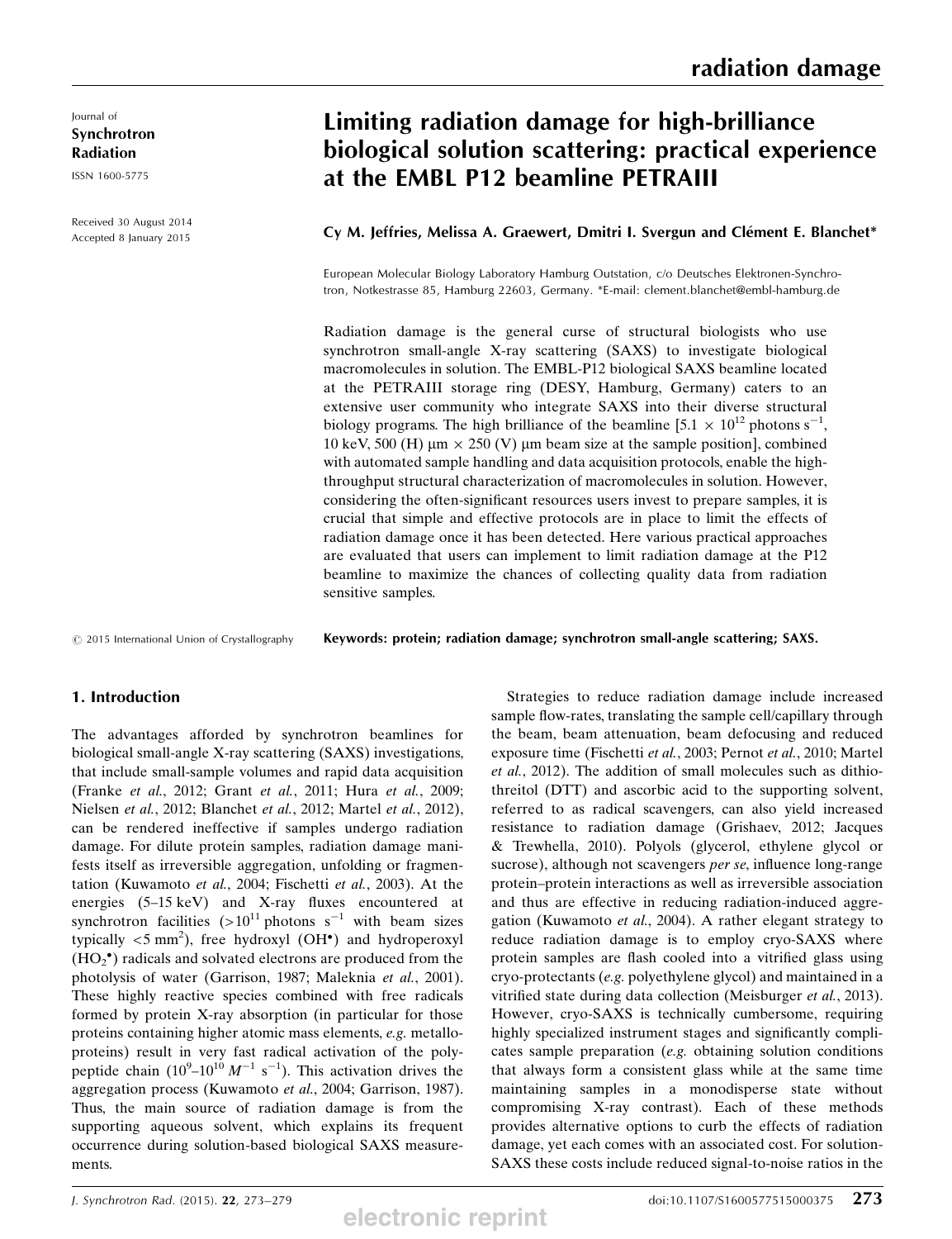Journal of
**Synchrotron Radiation**

ISSN 1600-5775

Received 30 August 2014
Accepted 8 January 2015

# Limiting radiation damage for high-brilliance biological solution scattering: practical experience at the EMBL P12 beamline PETRAIII

**Cy M. Jeffries, Melissa A. Graewert, Dmitri I. Svergun and Clément E. Blanchet***

European Molecular Biology Laboratory Hamburg Outstation, c/o Deutsches Elektronen-Synchrotron, Notkestrasse 85, Hamburg 22603, Germany. *E-mail: clement.blanchet@embl-hamburg.de

Radiation damage is the general curse of structural biologists who use synchrotron small-angle X-ray scattering (SAXS) to investigate biological macromolecules in solution. The EMBL-P12 biological SAXS beamline located at the PETRAIII storage ring (DESY, Hamburg, Germany) caters to an extensive user community who integrate SAXS into their diverse structural biology programs. The high brilliance of the beamline [$5.1 \times 10^{12}$ photons $s^{-1}$, 10 keV, 500 (H) μm × 250 (V) μm beam size at the sample position], combined with automated sample handling and data acquisition protocols, enable the high-throughput structural characterization of macromolecules in solution. However, considering the often-significant resources users invest to prepare samples, it is crucial that simple and effective protocols are in place to limit the effects of radiation damage once it has been detected. Here various practical approaches are evaluated that users can implement to limit radiation damage at the P12 beamline to maximize the chances of collecting quality data from radiation sensitive samples.

© 2015 International Union of Crystallography

**Keywords: protein; radiation damage; synchrotron small-angle scattering; SAXS.**

## 1. Introduction

The advantages afforded by synchrotron beamlines for biological small-angle X-ray scattering (SAXS) investigations, that include small-sample volumes and rapid data acquisition (Franke *et al.*, 2012; Grant *et al.*, 2011; Hura *et al.*, 2009; Nielsen *et al.*, 2012; Blanchet *et al.*, 2012; Martel *et al.*, 2012), can be rendered ineffective if samples undergo radiation damage. For dilute protein samples, radiation damage manifests itself as irreversible aggregation, unfolding or fragmentation (Kuwamoto *et al.*, 2004; Fischetti *et al.*, 2003). At the energies (5–15 keV) and X-ray fluxes encountered at synchrotron facilities ($>10^{11}$ photons $s^{-1}$ with beam sizes typically $<5$ $mm^2$), free hydroxyl ($OH^{\bullet}$) and hydroperoxyl ($HO_2^{\bullet}$) radicals and solvated electrons are produced from the photolysis of water (Garrison, 1987; Maleknia *et al.*, 2001). These highly reactive species combined with free radicals formed by protein X-ray absorption (in particular for those proteins containing higher atomic mass elements, *e.g.* metalloproteins) result in very fast radical activation of the polypeptide chain ($10^9$–$10^{10}$ $M^{-1}$ $s^{-1}$). This activation drives the aggregation process (Kuwamoto *et al.*, 2004; Garrison, 1987). Thus, the main source of radiation damage is from the supporting aqueous solvent, which explains its frequent occurrence during solution-based biological SAXS measurements.

Strategies to reduce radiation damage include increased sample flow-rates, translating the sample cell/capillary through the beam, beam attenuation, beam defocusing and reduced exposure time (Fischetti *et al.*, 2003; Pernot *et al.*, 2010; Martel *et al.*, 2012). The addition of small molecules such as dithiothreitol (DTT) and ascorbic acid to the supporting solvent, referred to as radical scavengers, can also yield increased resistance to radiation damage (Grishaev, 2012; Jacques & Trewhella, 2010). Polyols (glycerol, ethylene glycol or sucrose), although not scavengers *per se*, influence long-range protein–protein interactions as well as irreversible association and thus are effective in reducing radiation-induced aggregation (Kuwamoto *et al.*, 2004). A rather elegant strategy to reduce radiation damage is to employ cryo-SAXS where protein samples are flash cooled into a vitrified glass using cryo-protectants (*e.g.* polyethylene glycol) and maintained in a vitrified state during data collection (Meisburger *et al.*, 2013). However, cryo-SAXS is technically cumbersome, requiring highly specialized instrument stages and significantly complicates sample preparation (*e.g.* obtaining solution conditions that always form a consistent glass while at the same time maintaining samples in a monodisperse state without compromising X-ray contrast). Each of these methods provides alternative options to curb the effects of radiation damage, yet each comes with an associated cost. For solution-SAXS these costs include reduced signal-to-noise ratios in the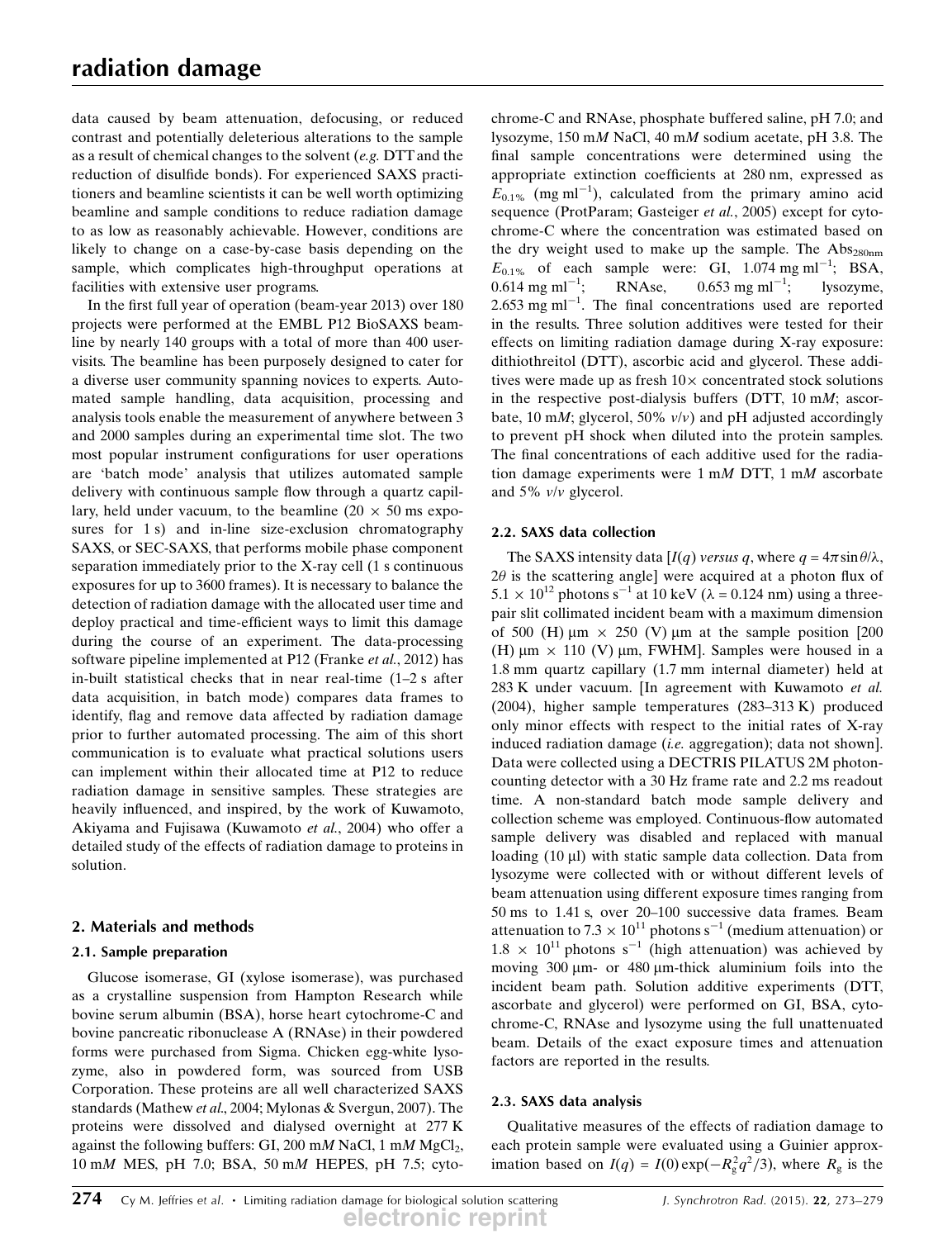data caused by beam attenuation, defocusing, or reduced contrast and potentially deleterious alterations to the sample as a result of chemical changes to the solvent (*e.g.* DTT and the reduction of disulfide bonds). For experienced SAXS practitioners and beamline scientists it can be well worth optimizing beamline and sample conditions to reduce radiation damage to as low as reasonably achievable. However, conditions are likely to change on a case-by-case basis depending on the sample, which complicates high-throughput operations at facilities with extensive user programs.

In the first full year of operation (beam-year 2013) over 180 projects were performed at the EMBL P12 BioSAXS beamline by nearly 140 groups with a total of more than 400 user-visits. The beamline has been purposely designed to cater for a diverse user community spanning novices to experts. Automated sample handling, data acquisition, processing and analysis tools enable the measurement of anywhere between 3 and 2000 samples during an experimental time slot. The two most popular instrument configurations for user operations are 'batch mode' analysis that utilizes automated sample delivery with continuous sample flow through a quartz capillary, held under vacuum, to the beamline (20 × 50 ms exposures for 1 s) and in-line size-exclusion chromatography SAXS, or SEC-SAXS, that performs mobile phase component separation immediately prior to the X-ray cell (1 s continuous exposures for up to 3600 frames). It is necessary to balance the detection of radiation damage with the allocated user time and deploy practical and time-efficient ways to limit this damage during the course of an experiment. The data-processing software pipeline implemented at P12 (Franke *et al.*, 2012) has in-built statistical checks that in near real-time (1–2 s after data acquisition, in batch mode) compares data frames to identify, flag and remove data affected by radiation damage prior to further automated processing. The aim of this short communication is to evaluate what practical solutions users can implement within their allocated time at P12 to reduce radiation damage in sensitive samples. These strategies are heavily influenced, and inspired, by the work of Kuwamoto, Akiyama and Fujisawa (Kuwamoto *et al.*, 2004) who offer a detailed study of the effects of radiation damage to proteins in solution.

## 2. Materials and methods

### 2.1. Sample preparation

Glucose isomerase, GI (xylose isomerase), was purchased as a crystalline suspension from Hampton Research while bovine serum albumin (BSA), horse heart cytochrome-C and bovine pancreatic ribonuclease A (RNAse) in their powdered forms were purchased from Sigma. Chicken egg-white lysozyme, also in powdered form, was sourced from USB Corporation. These proteins are all well characterized SAXS standards (Mathew *et al.*, 2004; Mylonas & Svergun, 2007). The proteins were dissolved and dialysed overnight at 277 K against the following buffers: GI, 200 m*M* NaCl, 1 m*M* $MgCl_2$, 10 m*M* MES, pH 7.0; BSA, 50 m*M* HEPES, pH 7.5; cytochrome-C and RNAse, phosphate buffered saline, pH 7.0; and lysozyme, 150 m*M* NaCl, 40 m*M* sodium acetate, pH 3.8. The final sample concentrations were determined using the appropriate extinction coefficients at 280 nm, expressed as $E_{0.1\%}$ (mg ml$^{-1}$), calculated from the primary amino acid sequence (ProtParam; Gasteiger *et al.*, 2005) except for cytochrome-C where the concentration was estimated based on the dry weight used to make up the sample. The $\mathrm{Abs}_{280\mathrm{nm}}$ $E_{0.1\%}$ of each sample were: GI, 1.074 mg ml$^{-1}$; BSA, 0.614 mg ml$^{-1}$; RNAse, 0.653 mg ml$^{-1}$; lysozyme, 2.653 mg ml$^{-1}$. The final concentrations used are reported in the results. Three solution additives were tested for their effects on limiting radiation damage during X-ray exposure: dithiothreitol (DTT), ascorbic acid and glycerol. These additives were made up as fresh 10× concentrated stock solutions in the respective post-dialysis buffers (DTT, 10 m*M*; ascorbate, 10 m*M*; glycerol, 50% *v*/*v*) and pH adjusted accordingly to prevent pH shock when diluted into the protein samples. The final concentrations of each additive used for the radiation damage experiments were 1 m*M* DTT, 1 m*M* ascorbate and 5% *v*/*v* glycerol.

### 2.2. SAXS data collection

The SAXS intensity data [$I(q)$ *versus* $q$, where $q = 4\pi\sin\theta/\lambda$, $2\theta$ is the scattering angle] were acquired at a photon flux of $5.1 \times 10^{12}$ photons s$^{-1}$ at 10 keV ($\lambda$ = 0.124 nm) using a three-pair slit collimated incident beam with a maximum dimension of 500 (H) µm × 250 (V) µm at the sample position [200 (H) µm × 110 (V) µm, FWHM]. Samples were housed in a 1.8 mm quartz capillary (1.7 mm internal diameter) held at 283 K under vacuum. [In agreement with Kuwamoto *et al.* (2004), higher sample temperatures (283–313 K) produced only minor effects with respect to the initial rates of X-ray induced radiation damage (*i.e.* aggregation); data not shown]. Data were collected using a DECTRIS PILATUS 2M photon-counting detector with a 30 Hz frame rate and 2.2 ms readout time. A non-standard batch mode sample delivery and collection scheme was employed. Continuous-flow automated sample delivery was disabled and replaced with manual loading (10 µl) with static sample data collection. Data from lysozyme were collected with or without different levels of beam attenuation using different exposure times ranging from 50 ms to 1.41 s, over 20–100 successive data frames. Beam attenuation to $7.3 \times 10^{11}$ photons s$^{-1}$ (medium attenuation) or $1.8 \times 10^{11}$ photons s$^{-1}$ (high attenuation) was achieved by moving 300 µm- or 480 µm-thick aluminium foils into the incident beam path. Solution additive experiments (DTT, ascorbate and glycerol) were performed on GI, BSA, cytochrome-C, RNAse and lysozyme using the full unattenuated beam. Details of the exact exposure times and attenuation factors are reported in the results.

### 2.3. SAXS data analysis

Qualitative measures of the effects of radiation damage to each protein sample were evaluated using a Guinier approximation based on $I(q) = I(0)\exp(-R_g^2 q^2/3)$, where $R_g$ is the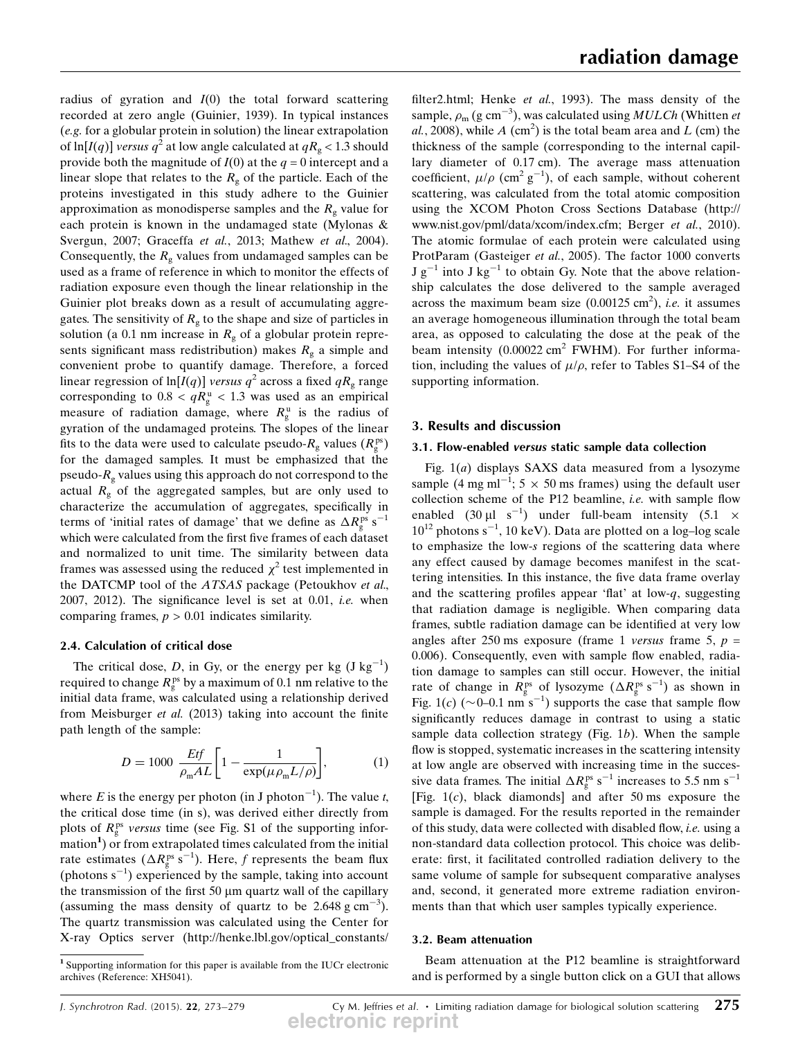radius of gyration and $I(0)$ the total forward scattering recorded at zero angle (Guinier, 1939). In typical instances (*e.g.* for a globular protein in solution) the linear extrapolation of $\ln[I(q)]$ *versus* $q^2$ at low angle calculated at $qR_g < 1.3$ should provide both the magnitude of $I(0)$ at the $q = 0$ intercept and a linear slope that relates to the $R_g$ of the particle. Each of the proteins investigated in this study adhere to the Guinier approximation as monodisperse samples and the $R_g$ value for each protein is known in the undamaged state (Mylonas & Svergun, 2007; Graceffa *et al.*, 2013; Mathew *et al.*, 2004). Consequently, the $R_g$ values from undamaged samples can be used as a frame of reference in which to monitor the effects of radiation exposure even though the linear relationship in the Guinier plot breaks down as a result of accumulating aggregates. The sensitivity of $R_g$ to the shape and size of particles in solution (a 0.1 nm increase in $R_g$ of a globular protein represents significant mass redistribution) makes $R_g$ a simple and convenient probe to quantify damage. Therefore, a forced linear regression of $\ln[I(q)]$ *versus* $q^2$ across a fixed $qR_g$ range corresponding to $0.8 < qR_g^{u} < 1.3$ was used as an empirical measure of radiation damage, where $R_g^{u}$ is the radius of gyration of the undamaged proteins. The slopes of the linear fits to the data were used to calculate pseudo-$R_g$ values ($R_g^{ps}$) for the damaged samples. It must be emphasized that the pseudo-$R_g$ values using this approach do not correspond to the actual $R_g$ of the aggregated samples, but are only used to characterize the accumulation of aggregates, specifically in terms of 'initial rates of damage' that we define as $\Delta R_g^{ps}\ \mathrm{s}^{-1}$ which were calculated from the first five frames of each dataset and normalized to unit time. The similarity between data frames was assessed using the reduced $\chi^2$ test implemented in the DATCMP tool of the *ATSAS* package (Petoukhov *et al.*, 2007, 2012). The significance level is set at 0.01, *i.e.* when comparing frames, $p > 0.01$ indicates similarity.

### 2.4. Calculation of critical dose

The critical dose, $D$, in Gy, or the energy per kg ($\mathrm{J\ kg^{-1}}$) required to change $R_g^{ps}$ by a maximum of 0.1 nm relative to the initial data frame, was calculated using a relationship derived from Meisburger *et al.* (2013) taking into account the finite path length of the sample:

$$D = 1000\ \frac{Etf}{\rho_m A L}\left[1 - \frac{1}{\exp(\mu \rho_m L/\rho)}\right], \qquad (1)$$

where $E$ is the energy per photon (in $\mathrm{J\ photon^{-1}}$). The value $t$, the critical dose time (in s), was derived either directly from plots of $R_g^{ps}$ *versus* time (see Fig. S1 of the supporting information[1]) or from extrapolated times calculated from the initial rate estimates ($\Delta R_g^{ps}\ \mathrm{s}^{-1}$). Here, $f$ represents the beam flux ($\mathrm{photons\ s^{-1}}$) experienced by the sample, taking into account the transmission of the first 50 µm quartz wall of the capillary (assuming the mass density of quartz to be $2.648\ \mathrm{g\ cm^{-3}}$). The quartz transmission was calculated using the Center for X-ray Optics server (http://henke.lbl.gov/optical_constants/filter2.html; Henke *et al.*, 1993). The mass density of the sample, $\rho_m$ ($\mathrm{g\ cm^{-3}}$), was calculated using *MULCh* (Whitten *et al.*, 2008), while $A$ ($\mathrm{cm^2}$) is the total beam area and $L$ (cm) the thickness of the sample (corresponding to the internal capillary diameter of 0.17 cm). The average mass attenuation coefficient, $\mu/\rho$ ($\mathrm{cm^2\ g^{-1}}$), of each sample, without coherent scattering, was calculated from the total atomic composition using the XCOM Photon Cross Sections Database (http://www.nist.gov/pml/data/xcom/index.cfm; Berger *et al.*, 2010). The atomic formulae of each protein were calculated using ProtParam (Gasteiger *et al.*, 2005). The factor 1000 converts $\mathrm{J\ g^{-1}}$ into $\mathrm{J\ kg^{-1}}$ to obtain Gy. Note that the above relationship calculates the dose delivered to the sample averaged across the maximum beam size ($0.00125\ \mathrm{cm^2}$), *i.e.* it assumes an average homogeneous illumination through the total beam area, as opposed to calculating the dose at the peak of the beam intensity ($0.00022\ \mathrm{cm^2}$ FWHM). For further information, including the values of $\mu/\rho$, refer to Tables S1–S4 of the supporting information.

## 3. Results and discussion

### 3.1. Flow-enabled *versus* static sample data collection

Fig. 1(*a*) displays SAXS data measured from a lysozyme sample ($4\ \mathrm{mg\ ml^{-1}}$; $5 \times 50$ ms frames) using the default user collection scheme of the P12 beamline, *i.e.* with sample flow enabled ($30\ \mathrm{\mu l\ s^{-1}}$) under full-beam intensity ($5.1 \times 10^{12}\ \mathrm{photons\ s^{-1}}$, 10 keV). Data are plotted on a log–log scale to emphasize the low-*s* regions of the scattering data where any effect caused by damage becomes manifest in the scattering intensities. In this instance, the five data frame overlay and the scattering profiles appear 'flat' at low-*q*, suggesting that radiation damage is negligible. When comparing data frames, subtle radiation damage can be identified at very low angles after 250 ms exposure (frame 1 *versus* frame 5, $p = 0.006$). Consequently, even with sample flow enabled, radiation damage to samples can still occur. However, the initial rate of change in $R_g^{ps}$ of lysozyme ($\Delta R_g^{ps}\ \mathrm{s}^{-1}$) as shown in Fig. 1(*c*) ($\sim$0–0.1 nm $\mathrm{s^{-1}}$) supports the case that sample flow significantly reduces damage in contrast to using a static sample data collection strategy (Fig. 1*b*). When the sample flow is stopped, systematic increases in the scattering intensity at low angle are observed with increasing time in the successive data frames. The initial $\Delta R_g^{ps}\ \mathrm{s}^{-1}$ increases to 5.5 nm $\mathrm{s^{-1}}$ [Fig. 1(*c*), black diamonds] and after 50 ms exposure the sample is damaged. For the results reported in the remainder of this study, data were collected with disabled flow, *i.e.* using a non-standard data collection protocol. This choice was deliberate: first, it facilitated controlled radiation delivery to the same volume of sample for subsequent comparative analyses and, second, it generated more extreme radiation environments than that which user samples typically experience.

### 3.2. Beam attenuation

Beam attenuation at the P12 beamline is straightforward and is performed by a single button click on a GUI that allows

[1] Supporting information for this paper is available from the IUCr electronic archives (Reference: XH5041).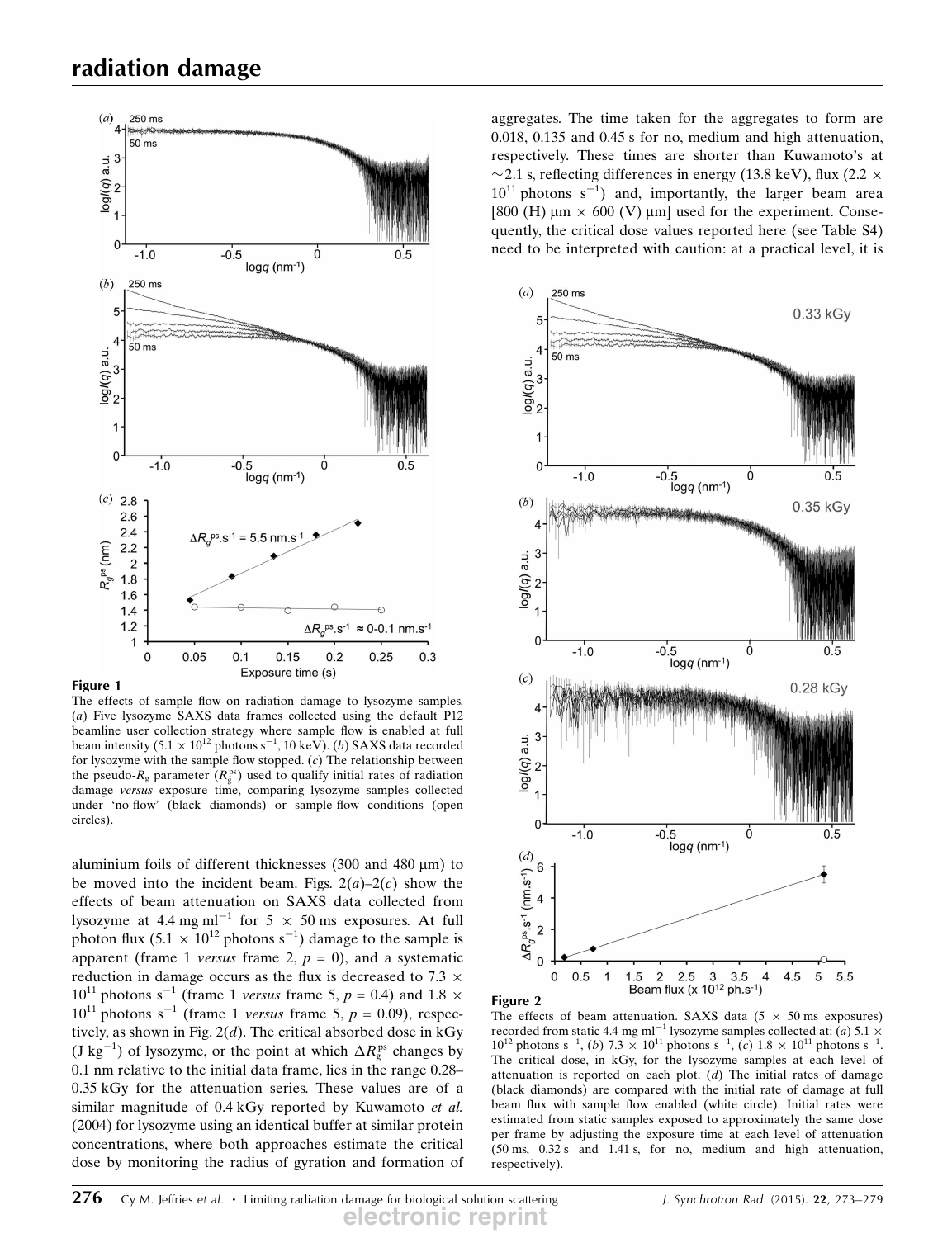**Figure 1**

The effects of sample flow on radiation damage to lysozyme samples. (*a*) Five lysozyme SAXS data frames collected using the default P12 beamline user collection strategy where sample flow is enabled at full beam intensity ($5.1 \times 10^{12}$ photons $s^{-1}$, 10 keV). (*b*) SAXS data recorded for lysozyme with the sample flow stopped. (*c*) The relationship between the pseudo-$R_g$ parameter ($R_g^{ps}$) used to qualify initial rates of radiation damage *versus* exposure time, comparing lysozyme samples collected under 'no-flow' (black diamonds) or sample-flow conditions (open circles).

aluminium foils of different thicknesses (300 and 480 µm) to be moved into the incident beam. Figs. 2(*a*)–2(*c*) show the effects of beam attenuation on SAXS data collected from lysozyme at 4.4 mg $ml^{-1}$ for 5 × 50 ms exposures. At full photon flux ($5.1 \times 10^{12}$ photons $s^{-1}$) damage to the sample is apparent (frame 1 *versus* frame 2, $p = 0$), and a systematic reduction in damage occurs as the flux is decreased to $7.3 \times 10^{11}$ photons $s^{-1}$ (frame 1 *versus* frame 5, $p = 0.4$) and $1.8 \times 10^{11}$ photons $s^{-1}$ (frame 1 *versus* frame 5, $p = 0.09$), respectively, as shown in Fig. 2(*d*). The critical absorbed dose in kGy (J $kg^{-1}$) of lysozyme, or the point at which $\Delta R_g^{ps}$ changes by 0.1 nm relative to the initial data frame, lies in the range 0.28–0.35 kGy for the attenuation series. These values are of a similar magnitude of 0.4 kGy reported by Kuwamoto *et al.* (2004) for lysozyme using an identical buffer at similar protein concentrations, where both approaches estimate the critical dose by monitoring the radius of gyration and formation of aggregates. The time taken for the aggregates to form are 0.018, 0.135 and 0.45 s for no, medium and high attenuation, respectively. These times are shorter than Kuwamoto's at ~2.1 s, reflecting differences in energy (13.8 keV), flux ($2.2 \times 10^{11}$ photons $s^{-1}$) and, importantly, the larger beam area [800 (H) µm × 600 (V) µm] used for the experiment. Consequently, the critical dose values reported here (see Table S4) need to be interpreted with caution: at a practical level, it is

**Figure 2**

The effects of beam attenuation. SAXS data (5 × 50 ms exposures) recorded from static 4.4 mg $ml^{-1}$ lysozyme samples collected at: (*a*) $5.1 \times 10^{12}$ photons $s^{-1}$, (*b*) $7.3 \times 10^{11}$ photons $s^{-1}$, (*c*) $1.8 \times 10^{11}$ photons $s^{-1}$. The critical dose, in kGy, for the lysozyme samples at each level of attenuation is reported on each plot. (*d*) The initial rates of damage (black diamonds) are compared with the initial rate of damage at full beam flux with sample flow enabled (white circle). Initial rates were estimated from static samples exposed to approximately the same dose per frame by adjusting the exposure time at each level of attenuation (50 ms, 0.32 s and 1.41 s, for no, medium and high attenuation, respectively).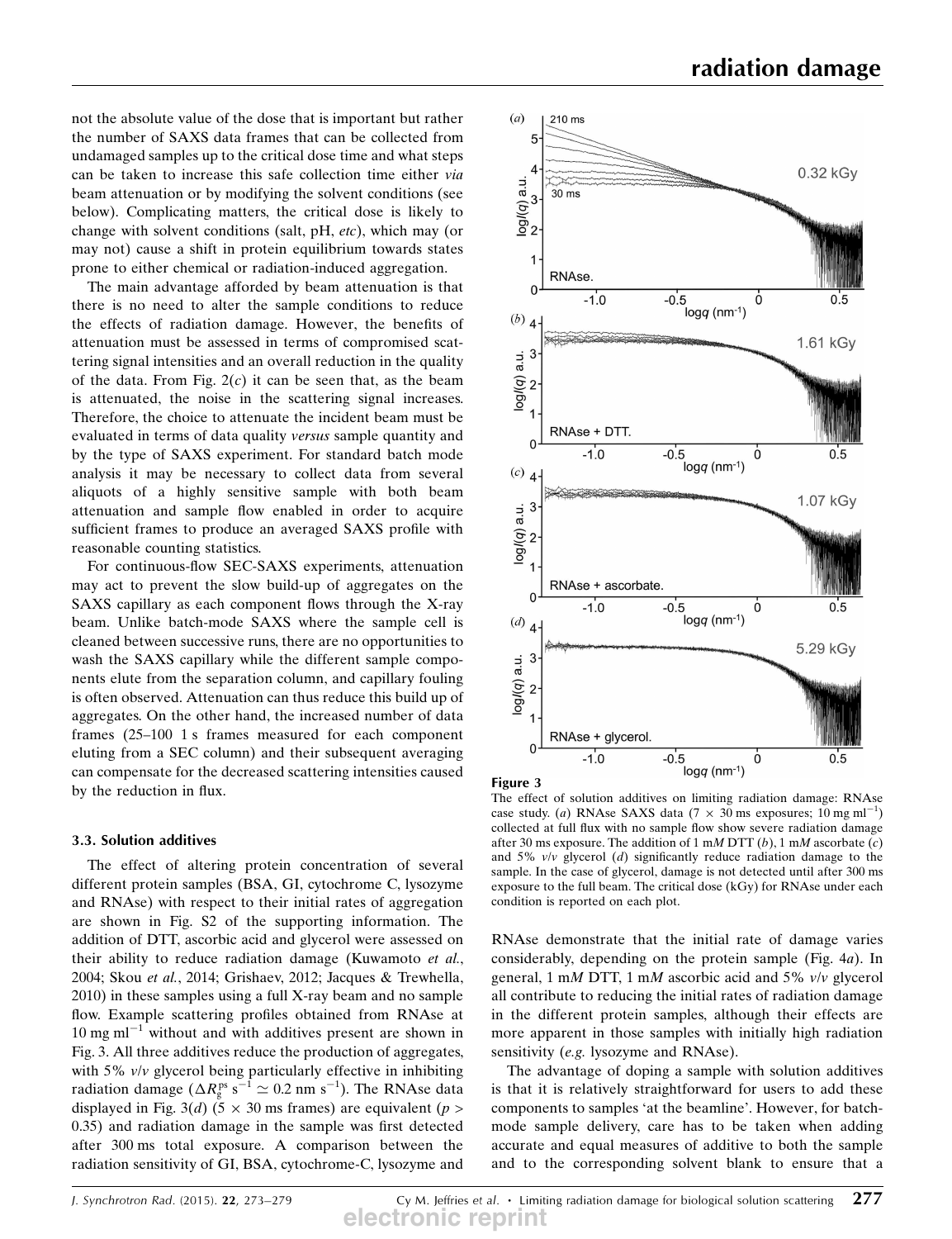not the absolute value of the dose that is important but rather the number of SAXS data frames that can be collected from undamaged samples up to the critical dose time and what steps can be taken to increase this safe collection time either *via* beam attenuation or by modifying the solvent conditions (see below). Complicating matters, the critical dose is likely to change with solvent conditions (salt, pH, *etc*), which may (or may not) cause a shift in protein equilibrium towards states prone to either chemical or radiation-induced aggregation.

The main advantage afforded by beam attenuation is that there is no need to alter the sample conditions to reduce the effects of radiation damage. However, the benefits of attenuation must be assessed in terms of compromised scattering signal intensities and an overall reduction in the quality of the data. From Fig. 2(*c*) it can be seen that, as the beam is attenuated, the noise in the scattering signal increases. Therefore, the choice to attenuate the incident beam must be evaluated in terms of data quality *versus* sample quantity and by the type of SAXS experiment. For standard batch mode analysis it may be necessary to collect data from several aliquots of a highly sensitive sample with both beam attenuation and sample flow enabled in order to acquire sufficient frames to produce an averaged SAXS profile with reasonable counting statistics.

For continuous-flow SEC-SAXS experiments, attenuation may act to prevent the slow build-up of aggregates on the SAXS capillary as each component flows through the X-ray beam. Unlike batch-mode SAXS where the sample cell is cleaned between successive runs, there are no opportunities to wash the SAXS capillary while the different sample components elute from the separation column, and capillary fouling is often observed. Attenuation can thus reduce this build up of aggregates. On the other hand, the increased number of data frames (25–100 1 s frames measured for each component eluting from a SEC column) and their subsequent averaging can compensate for the decreased scattering intensities caused by the reduction in flux.

### 3.3. Solution additives

The effect of altering protein concentration of several different protein samples (BSA, GI, cytochrome C, lysozyme and RNAse) with respect to their initial rates of aggregation are shown in Fig. S2 of the supporting information. The addition of DTT, ascorbic acid and glycerol were assessed on their ability to reduce radiation damage (Kuwamoto *et al.*, 2004; Skou *et al.*, 2014; Grishaev, 2012; Jacques & Trewhella, 2010) in these samples using a full X-ray beam and no sample flow. Example scattering profiles obtained from RNAse at 10 mg ml$^{-1}$ without and with additives present are shown in Fig. 3. All three additives reduce the production of aggregates, with 5% *v*/*v* glycerol being particularly effective in inhibiting radiation damage ($\Delta R_g^{ps}$ s$^{-1}$ $\simeq$ 0.2 nm s$^{-1}$). The RNAse data displayed in Fig. 3(*d*) (5 × 30 ms frames) are equivalent ($p >$ 0.35) and radiation damage in the sample was first detected after 300 ms total exposure. A comparison between the radiation sensitivity of GI, BSA, cytochrome-C, lysozyme and RNAse demonstrate that the initial rate of damage varies considerably, depending on the protein sample (Fig. 4*a*). In general, 1 m*M* DTT, 1 m*M* ascorbic acid and 5% *v*/*v* glycerol all contribute to reducing the initial rates of radiation damage in the different protein samples, although their effects are more apparent in those samples with initially high radiation sensitivity (*e.g.* lysozyme and RNAse).

The advantage of doping a sample with solution additives is that it is relatively straightforward for users to add these components to samples 'at the beamline'. However, for batch-mode sample delivery, care has to be taken when adding accurate and equal measures of additive to both the sample and to the corresponding solvent blank to ensure that a

(a) 210 ms, 30 ms, 0.32 kGy, RNAse.
(b) 1.61 kGy, RNAse + DTT.
(c) 1.07 kGy, RNAse + ascorbate.
(d) 5.29 kGy, RNAse + glycerol.
log*I*(*q*) a.u.
log*q* (nm$^{-1}$)

**Figure 3**
The effect of solution additives on limiting radiation damage: RNAse case study. (*a*) RNAse SAXS data (7 × 30 ms exposures; 10 mg ml$^{-1}$) collected at full flux with no sample flow show severe radiation damage after 30 ms exposure. The addition of 1 m*M* DTT (*b*), 1 m*M* ascorbate (*c*) and 5% *v*/*v* glycerol (*d*) significantly reduce radiation damage to the sample. In the case of glycerol, damage is not detected until after 300 ms exposure to the full beam. The critical dose (kGy) for RNAse under each condition is reported on each plot.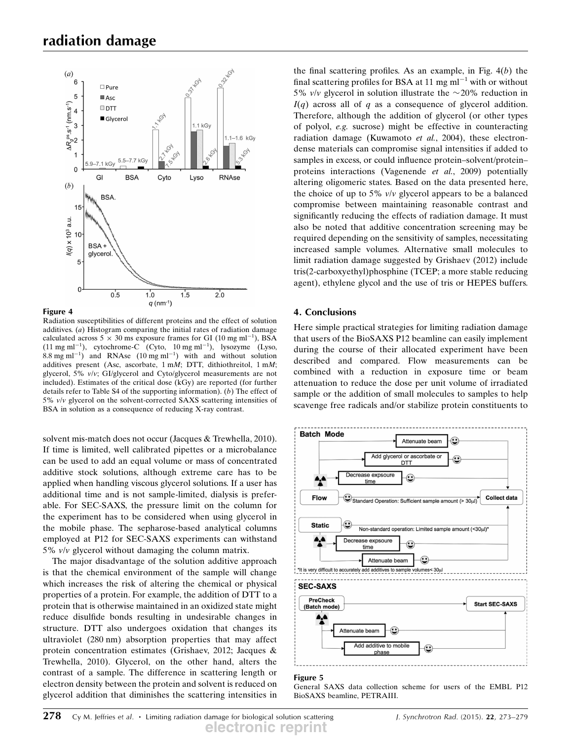Figure 4

Radiation susceptibilities of different proteins and the effect of solution additives. (*a*) Histogram comparing the initial rates of radiation damage calculated across 5 × 30 ms exposure frames for GI (10 mg ml$^{-1}$), BSA (11 mg ml$^{-1}$), cytochrome-C (Cyto, 10 mg ml$^{-1}$), lysozyme (Lyso, 8.8 mg ml$^{-1}$) and RNAse (10 mg ml$^{-1}$) with and without solution additives present (Asc, ascorbate, 1 m*M*; DTT, dithiothreitol, 1 m*M*; glycerol, 5% *v*/*v*; GI/glycerol and Cyto/glycerol measurements are not included). Estimates of the critical dose (kGy) are reported (for further details refer to Table S4 of the supporting information). (*b*) The effect of 5% *v*/*v* glycerol on the solvent-corrected SAXS scattering intensities of BSA in solution as a consequence of reducing X-ray contrast.

solvent mis-match does not occur (Jacques & Trewhella, 2010). If time is limited, well calibrated pipettes or a microbalance can be used to add an equal volume or mass of concentrated additive stock solutions, although extreme care has to be applied when handling viscous glycerol solutions. If a user has additional time and is not sample-limited, dialysis is preferable. For SEC-SAXS, the pressure limit on the column for the experiment has to be considered when using glycerol in the mobile phase. The sepharose-based analytical columns employed at P12 for SEC-SAXS experiments can withstand 5% *v*/*v* glycerol without damaging the column matrix.

The major disadvantage of the solution additive approach is that the chemical environment of the sample will change which increases the risk of altering the chemical or physical properties of a protein. For example, the addition of DTT to a protein that is otherwise maintained in an oxidized state might reduce disulfide bonds resulting in undesirable changes in structure. DTT also undergoes oxidation that changes its ultraviolet (280 nm) absorption properties that may affect protein concentration estimates (Grishaev, 2012; Jacques & Trewhella, 2010). Glycerol, on the other hand, alters the contrast of a sample. The difference in scattering length or electron density between the protein and solvent is reduced on glycerol addition that diminishes the scattering intensities in the final scattering profiles. As an example, in Fig. 4(*b*) the final scattering profiles for BSA at 11 mg ml$^{-1}$ with or without 5% *v*/*v* glycerol in solution illustrate the ~20% reduction in $I(q)$ across all of $q$ as a consequence of glycerol addition. Therefore, although the addition of glycerol (or other types of polyol, *e.g.* sucrose) might be effective in counteracting radiation damage (Kuwamoto *et al.*, 2004), these electron-dense materials can compromise signal intensities if added to samples in excess, or could influence protein–solvent/protein–proteins interactions (Vagenende *et al.*, 2009) potentially altering oligomeric states. Based on the data presented here, the choice of up to 5% *v*/*v* glycerol appears to be a balanced compromise between maintaining reasonable contrast and significantly reducing the effects of radiation damage. It must also be noted that additive concentration screening may be required depending on the sensitivity of samples, necessitating increased sample volumes. Alternative small molecules to limit radiation damage suggested by Grishaev (2012) include tris(2-carboxyethyl)phosphine (TCEP; a more stable reducing agent), ethylene glycol and the use of tris or HEPES buffers.

## 4. Conclusions

Here simple practical strategies for limiting radiation damage that users of the BioSAXS P12 beamline can easily implement during the course of their allocated experiment have been described and compared. Flow measurements can be combined with a reduction in exposure time or beam attenuation to reduce the dose per unit volume of irradiated sample or the addition of small molecules to samples to help scavenge free radicals and/or stabilize protein constituents to

Figure 5

General SAXS data collection scheme for users of the EMBL P12 BioSAXS beamline, PETRAIII.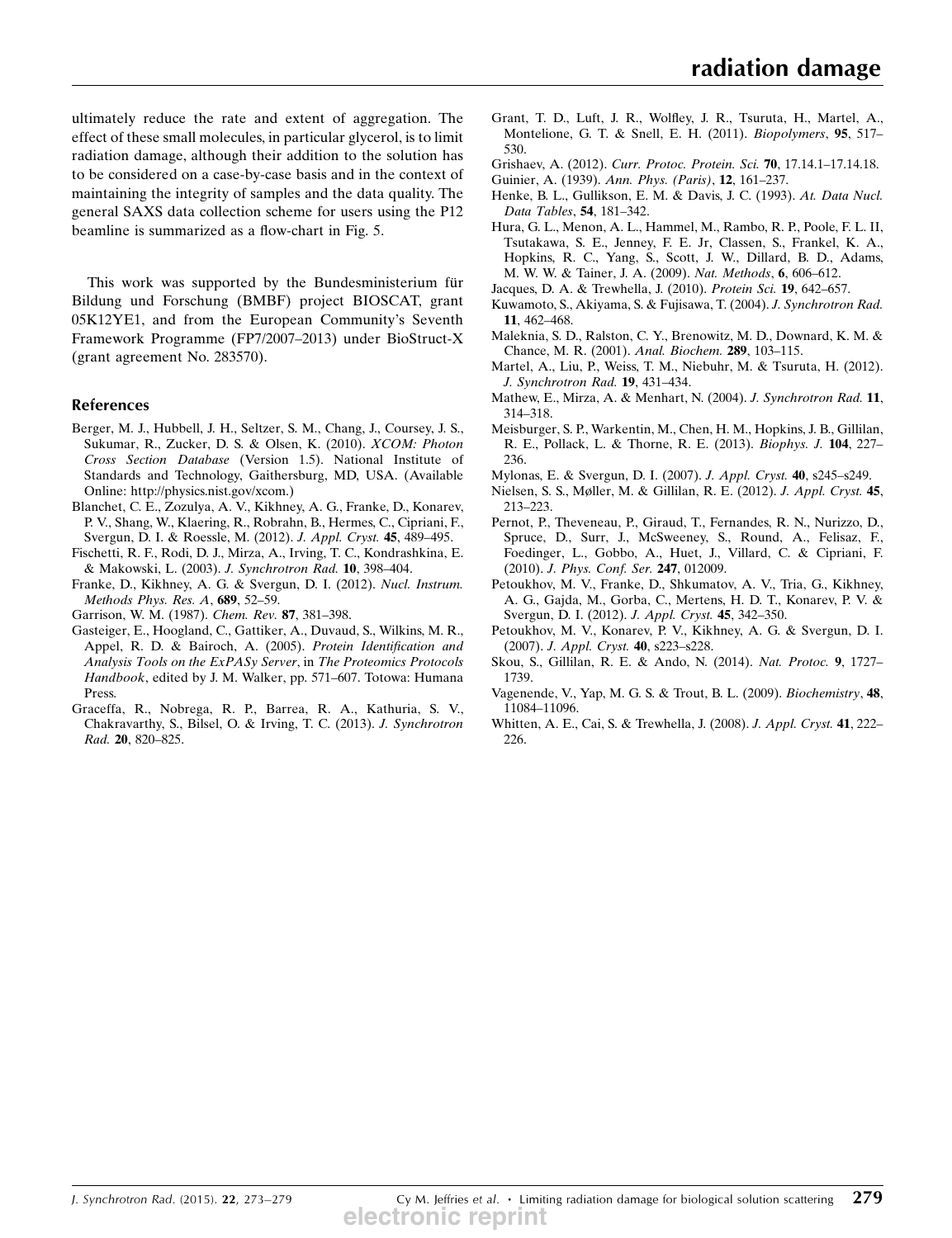ultimately reduce the rate and extent of aggregation. The effect of these small molecules, in particular glycerol, is to limit radiation damage, although their addition to the solution has to be considered on a case-by-case basis and in the context of maintaining the integrity of samples and the data quality. The general SAXS data collection scheme for users using the P12 beamline is summarized as a flow-chart in Fig. 5.

This work was supported by the Bundesministerium für Bildung und Forschung (BMBF) project BIOSCAT, grant 05K12YE1, and from the European Community's Seventh Framework Programme (FP7/2007–2013) under BioStruct-X (grant agreement No. 283570).

## References

Berger, M. J., Hubbell, J. H., Seltzer, S. M., Chang, J., Coursey, J. S., Sukumar, R., Zucker, D. S. & Olsen, K. (2010). *XCOM: Photon Cross Section Database* (Version 1.5). National Institute of Standards and Technology, Gaithersburg, MD, USA. (Available Online: http://physics.nist.gov/xcom.)

Blanchet, C. E., Zozulya, A. V., Kikhney, A. G., Franke, D., Konarev, P. V., Shang, W., Klaering, R., Robrahn, B., Hermes, C., Cipriani, F., Svergun, D. I. & Roessle, M. (2012). *J. Appl. Cryst.* **45**, 489–495.

Fischetti, R. F., Rodi, D. J., Mirza, A., Irving, T. C., Kondrashkina, E. & Makowski, L. (2003). *J. Synchrotron Rad.* **10**, 398–404.

Franke, D., Kikhney, A. G. & Svergun, D. I. (2012). *Nucl. Instrum. Methods Phys. Res. A*, **689**, 52–59.

Garrison, W. M. (1987). *Chem. Rev.* **87**, 381–398.

Gasteiger, E., Hoogland, C., Gattiker, A., Duvaud, S., Wilkins, M. R., Appel, R. D. & Bairoch, A. (2005). *Protein Identification and Analysis Tools on the ExPASy Server*, in *The Proteomics Protocols Handbook*, edited by J. M. Walker, pp. 571–607. Totowa: Humana Press.

Graceffa, R., Nobrega, R. P., Barrea, R. A., Kathuria, S. V., Chakravarthy, S., Bilsel, O. & Irving, T. C. (2013). *J. Synchrotron Rad.* **20**, 820–825.

Grant, T. D., Luft, J. R., Wolfley, J. R., Tsuruta, H., Martel, A., Montelione, G. T. & Snell, E. H. (2011). *Biopolymers*, **95**, 517–530.

Grishaev, A. (2012). *Curr. Protoc. Protein. Sci.* **70**, 17.14.1–17.14.18.

Guinier, A. (1939). *Ann. Phys. (Paris)*, **12**, 161–237.

Henke, B. L., Gullikson, E. M. & Davis, J. C. (1993). *At. Data Nucl. Data Tables*, **54**, 181–342.

Hura, G. L., Menon, A. L., Hammel, M., Rambo, R. P., Poole, F. L. II, Tsutakawa, S. E., Jenney, F. E. Jr, Classen, S., Frankel, K. A., Hopkins, R. C., Yang, S., Scott, J. W., Dillard, B. D., Adams, M. W. W. & Tainer, J. A. (2009). *Nat. Methods*, **6**, 606–612.

Jacques, D. A. & Trewhella, J. (2010). *Protein Sci.* **19**, 642–657.

Kuwamoto, S., Akiyama, S. & Fujisawa, T. (2004). *J. Synchrotron Rad.* **11**, 462–468.

Maleknia, S. D., Ralston, C. Y., Brenowitz, M. D., Downard, K. M. & Chance, M. R. (2001). *Anal. Biochem.* **289**, 103–115.

Martel, A., Liu, P., Weiss, T. M., Niebuhr, M. & Tsuruta, H. (2012). *J. Synchrotron Rad.* **19**, 431–434.

Mathew, E., Mirza, A. & Menhart, N. (2004). *J. Synchrotron Rad.* **11**, 314–318.

Meisburger, S. P., Warkentin, M., Chen, H. M., Hopkins, J. B., Gillilan, R. E., Pollack, L. & Thorne, R. E. (2013). *Biophys. J.* **104**, 227–236.

Mylonas, E. & Svergun, D. I. (2007). *J. Appl. Cryst.* **40**, s245–s249.

Nielsen, S. S., Møller, M. & Gillilan, R. E. (2012). *J. Appl. Cryst.* **45**, 213–223.

Pernot, P., Theveneau, P., Giraud, T., Fernandes, R. N., Nurizzo, D., Spruce, D., Surr, J., McSweeney, S., Round, A., Felisaz, F., Foedinger, L., Gobbo, A., Huet, J., Villard, C. & Cipriani, F. (2010). *J. Phys. Conf. Ser.* **247**, 012009.

Petoukhov, M. V., Franke, D., Shkumatov, A. V., Tria, G., Kikhney, A. G., Gajda, M., Gorba, C., Mertens, H. D. T., Konarev, P. V. & Svergun, D. I. (2012). *J. Appl. Cryst.* **45**, 342–350.

Petoukhov, M. V., Konarev, P. V., Kikhney, A. G. & Svergun, D. I. (2007). *J. Appl. Cryst.* **40**, s223–s228.

Skou, S., Gillilan, R. E. & Ando, N. (2014). *Nat. Protoc.* **9**, 1727–1739.

Vagenende, V., Yap, M. G. S. & Trout, B. L. (2009). *Biochemistry*, **48**, 11084–11096.

Whitten, A. E., Cai, S. & Trewhella, J. (2008). *J. Appl. Cryst.* **41**, 222–226.